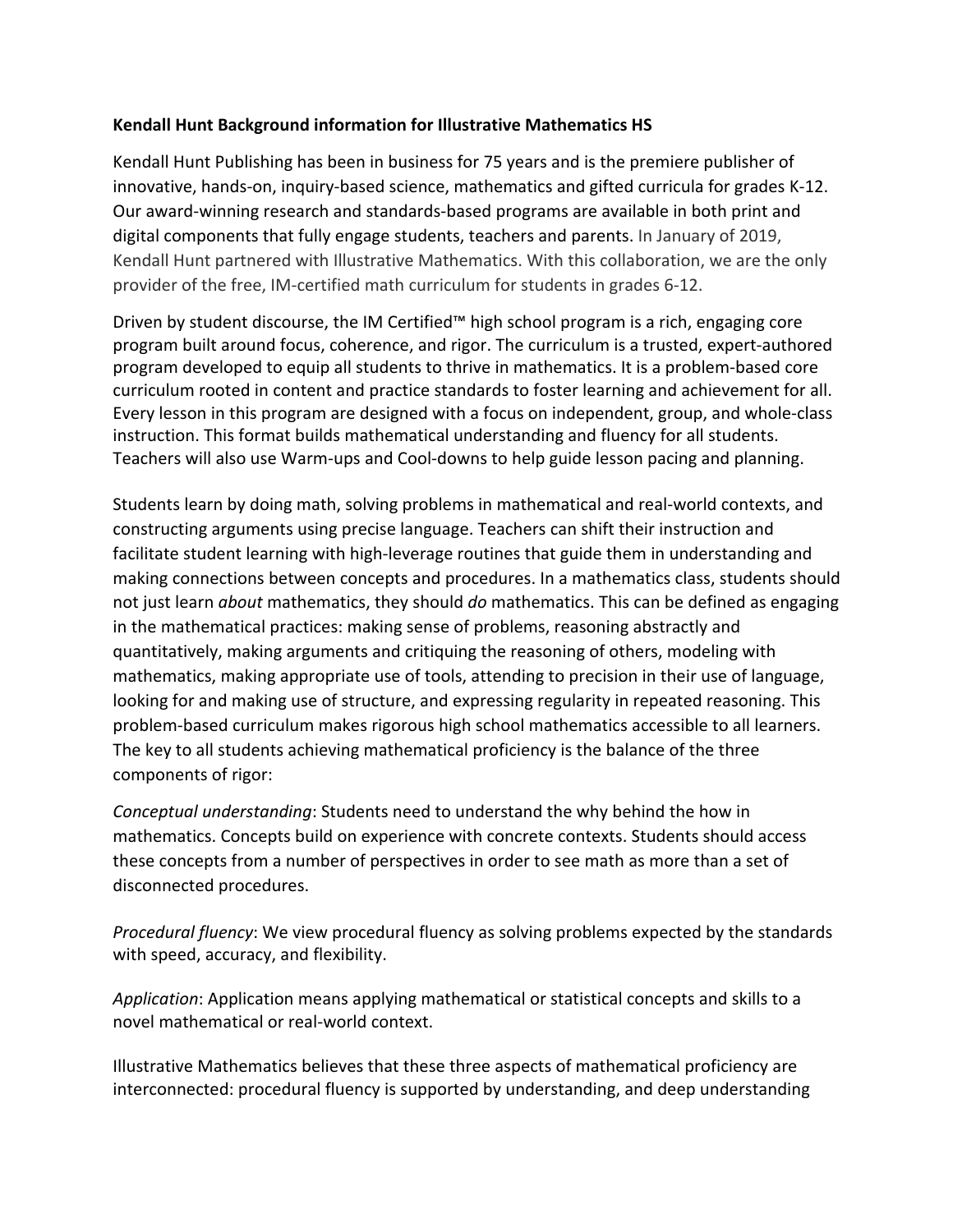**Kendall Hunt Background information for Illustrative Mathematics HS**

Kendall Hunt Publishing has been in business for 75 years and is the premiere publisher of innovative, hands-on, inquiry-based science, mathematics and gifted curricula for grades K-12. Our award-winning research and standards-based programs are available in both print and digital components that fully engage students, teachers and parents. In January of 2019, Kendall Hunt partnered with Illustrative Mathematics. With this collaboration, we are the only provider of the free, IM-certified math curriculum for students in grades 6-12.

Driven by student discourse, the IM Certified™ high school program is a rich, engaging core program built around focus, coherence, and rigor. The curriculum is a trusted, expert-authored program developed to equip all students to thrive in mathematics. It is a problem-based core curriculum rooted in content and practice standards to foster learning and achievement for all. Every lesson in this program are designed with a focus on independent, group, and whole-class instruction. This format builds mathematical understanding and fluency for all students. Teachers will also use Warm-ups and Cool-downs to help guide lesson pacing and planning.

Students learn by doing math, solving problems in mathematical and real-world contexts, and constructing arguments using precise language. Teachers can shift their instruction and facilitate student learning with high-leverage routines that guide them in understanding and making connections between concepts and procedures. In a mathematics class, students should not just learn *about* mathematics, they should *do* mathematics. This can be defined as engaging in the mathematical practices: making sense of problems, reasoning abstractly and quantitatively, making arguments and critiquing the reasoning of others, modeling with mathematics, making appropriate use of tools, attending to precision in their use of language, looking for and making use of structure, and expressing regularity in repeated reasoning. This problem-based curriculum makes rigorous high school mathematics accessible to all learners. The key to all students achieving mathematical proficiency is the balance of the three components of rigor:

*Conceptual understanding*: Students need to understand the why behind the how in mathematics. Concepts build on experience with concrete contexts. Students should access these concepts from a number of perspectives in order to see math as more than a set of disconnected procedures.

*Procedural fluency*: We view procedural fluency as solving problems expected by the standards with speed, accuracy, and flexibility.

*Application*: Application means applying mathematical or statistical concepts and skills to a novel mathematical or real-world context.

Illustrative Mathematics believes that these three aspects of mathematical proficiency are interconnected: procedural fluency is supported by understanding, and deep understanding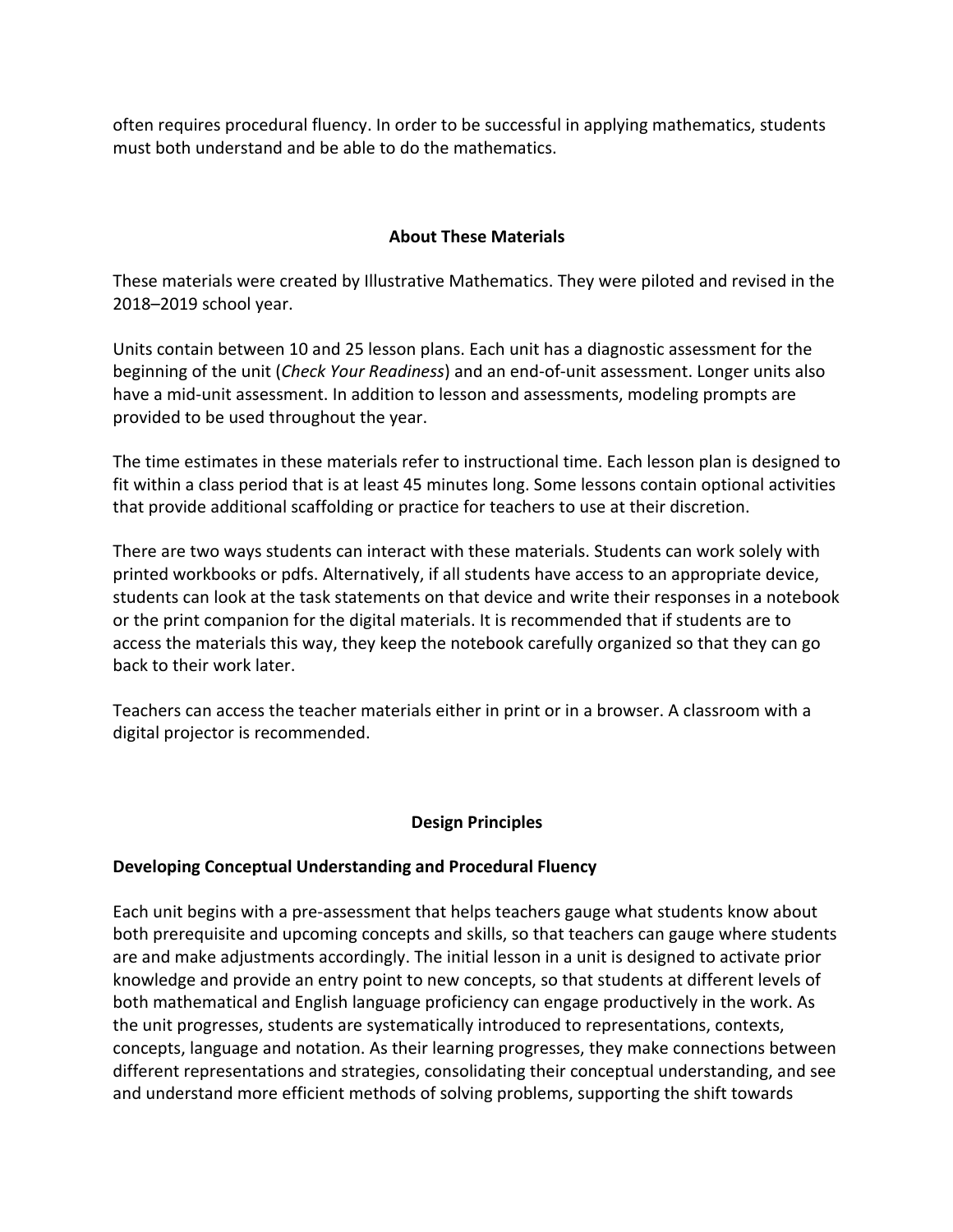often requires procedural fluency. In order to be successful in applying mathematics, students must both understand and be able to do the mathematics.

## About These Materials

These materials were created by Illustrative Mathematics. They were piloted and revised in the 2018–2019 school year.

Units contain between 10 and 25 lesson plans. Each unit has a diagnostic assessment for the beginning of the unit (*Check Your Readiness*) and an end-of-unit assessment. Longer units also have a mid-unit assessment. In addition to lesson and assessments, modeling prompts are provided to be used throughout the year.

The time estimates in these materials refer to instructional time. Each lesson plan is designed to fit within a class period that is at least 45 minutes long. Some lessons contain optional activities that provide additional scaffolding or practice for teachers to use at their discretion.

There are two ways students can interact with these materials. Students can work solely with printed workbooks or pdfs. Alternatively, if all students have access to an appropriate device, students can look at the task statements on that device and write their responses in a notebook or the print companion for the digital materials. It is recommended that if students are to access the materials this way, they keep the notebook carefully organized so that they can go back to their work later.

Teachers can access the teacher materials either in print or in a browser. A classroom with a digital projector is recommended.

## Design Principles

### Developing Conceptual Understanding and Procedural Fluency

Each unit begins with a pre-assessment that helps teachers gauge what students know about both prerequisite and upcoming concepts and skills, so that teachers can gauge where students are and make adjustments accordingly. The initial lesson in a unit is designed to activate prior knowledge and provide an entry point to new concepts, so that students at different levels of both mathematical and English language proficiency can engage productively in the work. As the unit progresses, students are systematically introduced to representations, contexts, concepts, language and notation. As their learning progresses, they make connections between different representations and strategies, consolidating their conceptual understanding, and see and understand more efficient methods of solving problems, supporting the shift towards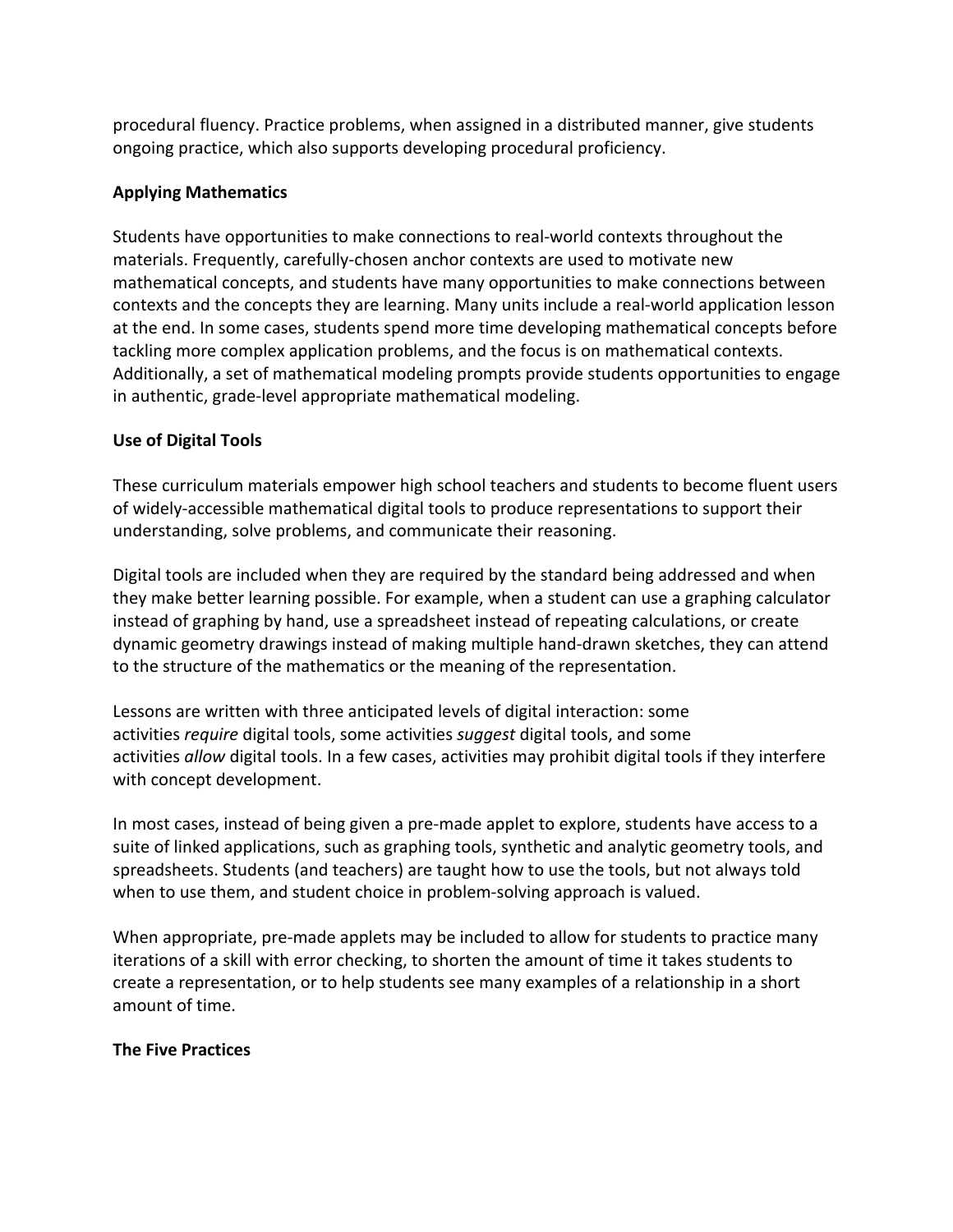procedural fluency. Practice problems, when assigned in a distributed manner, give students ongoing practice, which also supports developing procedural proficiency.

**Applying Mathematics**

Students have opportunities to make connections to real-world contexts throughout the materials. Frequently, carefully-chosen anchor contexts are used to motivate new mathematical concepts, and students have many opportunities to make connections between contexts and the concepts they are learning. Many units include a real-world application lesson at the end. In some cases, students spend more time developing mathematical concepts before tackling more complex application problems, and the focus is on mathematical contexts. Additionally, a set of mathematical modeling prompts provide students opportunities to engage in authentic, grade-level appropriate mathematical modeling.

**Use of Digital Tools**

These curriculum materials empower high school teachers and students to become fluent users of widely-accessible mathematical digital tools to produce representations to support their understanding, solve problems, and communicate their reasoning.

Digital tools are included when they are required by the standard being addressed and when they make better learning possible. For example, when a student can use a graphing calculator instead of graphing by hand, use a spreadsheet instead of repeating calculations, or create dynamic geometry drawings instead of making multiple hand-drawn sketches, they can attend to the structure of the mathematics or the meaning of the representation.

Lessons are written with three anticipated levels of digital interaction: some activities *require* digital tools, some activities *suggest* digital tools, and some activities *allow* digital tools. In a few cases, activities may prohibit digital tools if they interfere with concept development.

In most cases, instead of being given a pre-made applet to explore, students have access to a suite of linked applications, such as graphing tools, synthetic and analytic geometry tools, and spreadsheets. Students (and teachers) are taught how to use the tools, but not always told when to use them, and student choice in problem-solving approach is valued.

When appropriate, pre-made applets may be included to allow for students to practice many iterations of a skill with error checking, to shorten the amount of time it takes students to create a representation, or to help students see many examples of a relationship in a short amount of time.

**The Five Practices**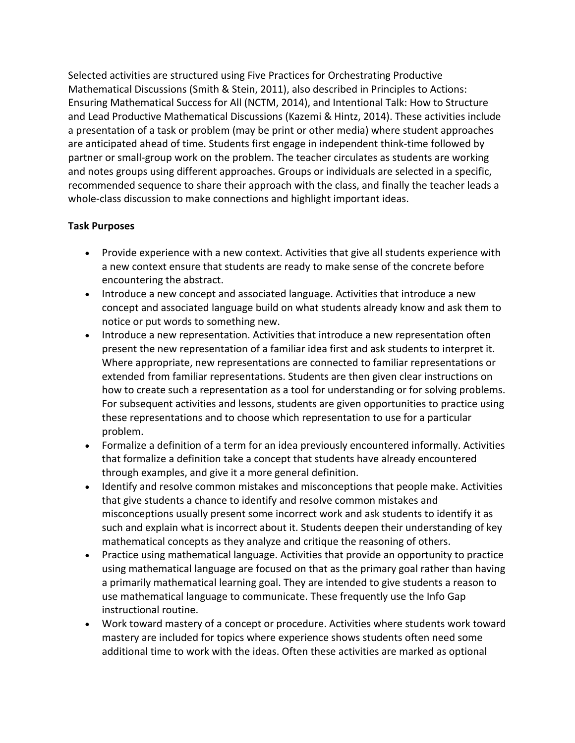Selected activities are structured using Five Practices for Orchestrating Productive Mathematical Discussions (Smith & Stein, 2011), also described in Principles to Actions: Ensuring Mathematical Success for All (NCTM, 2014), and Intentional Talk: How to Structure and Lead Productive Mathematical Discussions (Kazemi & Hintz, 2014). These activities include a presentation of a task or problem (may be print or other media) where student approaches are anticipated ahead of time. Students first engage in independent think-time followed by partner or small-group work on the problem. The teacher circulates as students are working and notes groups using different approaches. Groups or individuals are selected in a specific, recommended sequence to share their approach with the class, and finally the teacher leads a whole-class discussion to make connections and highlight important ideas.

**Task Purposes**

- Provide experience with a new context. Activities that give all students experience with a new context ensure that students are ready to make sense of the concrete before encountering the abstract.
- Introduce a new concept and associated language. Activities that introduce a new concept and associated language build on what students already know and ask them to notice or put words to something new.
- Introduce a new representation. Activities that introduce a new representation often present the new representation of a familiar idea first and ask students to interpret it. Where appropriate, new representations are connected to familiar representations or extended from familiar representations. Students are then given clear instructions on how to create such a representation as a tool for understanding or for solving problems. For subsequent activities and lessons, students are given opportunities to practice using these representations and to choose which representation to use for a particular problem.
- Formalize a definition of a term for an idea previously encountered informally. Activities that formalize a definition take a concept that students have already encountered through examples, and give it a more general definition.
- Identify and resolve common mistakes and misconceptions that people make. Activities that give students a chance to identify and resolve common mistakes and misconceptions usually present some incorrect work and ask students to identify it as such and explain what is incorrect about it. Students deepen their understanding of key mathematical concepts as they analyze and critique the reasoning of others.
- Practice using mathematical language. Activities that provide an opportunity to practice using mathematical language are focused on that as the primary goal rather than having a primarily mathematical learning goal. They are intended to give students a reason to use mathematical language to communicate. These frequently use the Info Gap instructional routine.
- Work toward mastery of a concept or procedure. Activities where students work toward mastery are included for topics where experience shows students often need some additional time to work with the ideas. Often these activities are marked as optional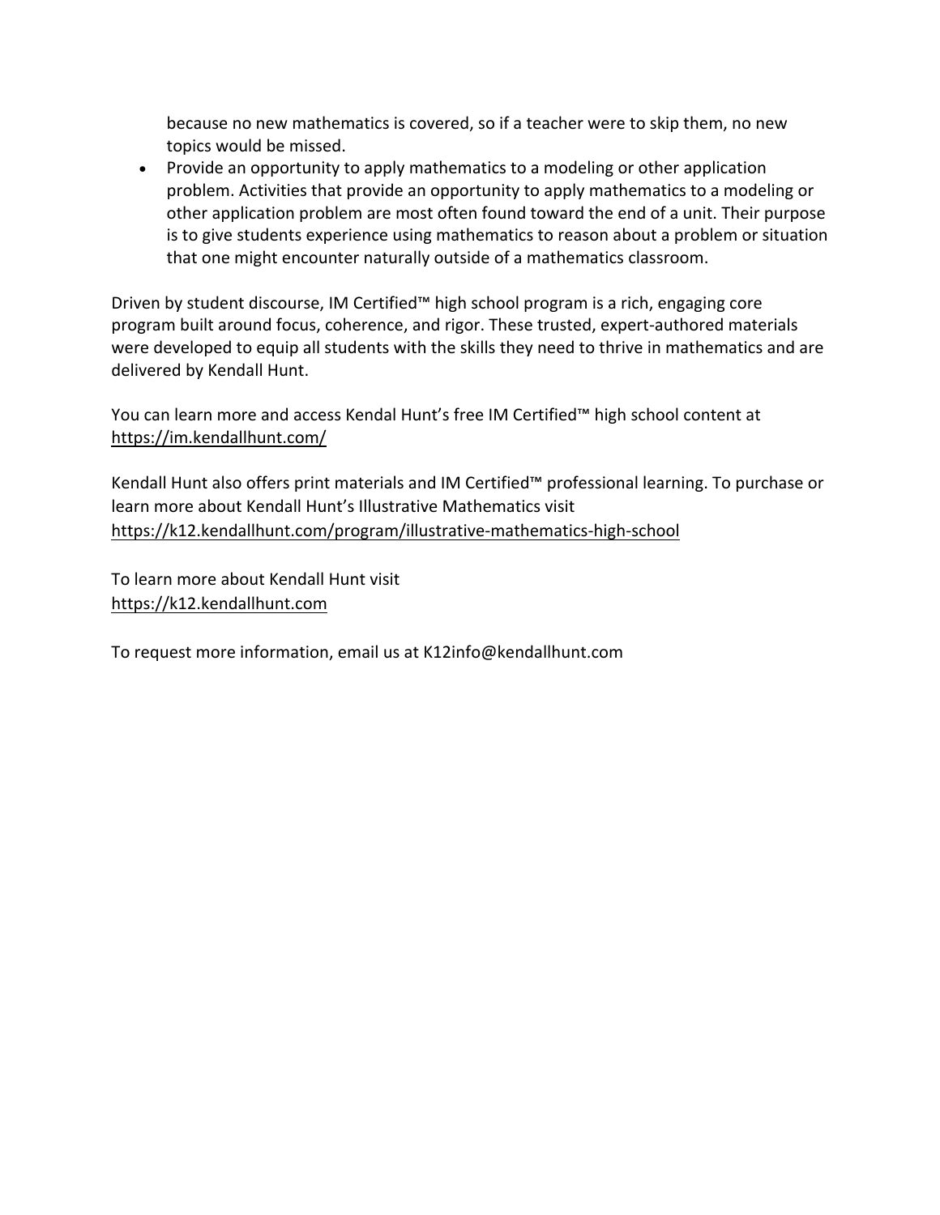because no new mathematics is covered, so if a teacher were to skip them, no new topics would be missed.

- Provide an opportunity to apply mathematics to a modeling or other application problem. Activities that provide an opportunity to apply mathematics to a modeling or other application problem are most often found toward the end of a unit. Their purpose is to give students experience using mathematics to reason about a problem or situation that one might encounter naturally outside of a mathematics classroom.

Driven by student discourse, IM Certified™ high school program is a rich, engaging core program built around focus, coherence, and rigor. These trusted, expert-authored materials were developed to equip all students with the skills they need to thrive in mathematics and are delivered by Kendall Hunt.

You can learn more and access Kendal Hunt's free IM Certified™ high school content at https://im.kendallhunt.com/

Kendall Hunt also offers print materials and IM Certified™ professional learning. To purchase or learn more about Kendall Hunt's Illustrative Mathematics visit https://k12.kendallhunt.com/program/illustrative-mathematics-high-school

To learn more about Kendall Hunt visit https://k12.kendallhunt.com

To request more information, email us at K12info@kendallhunt.com